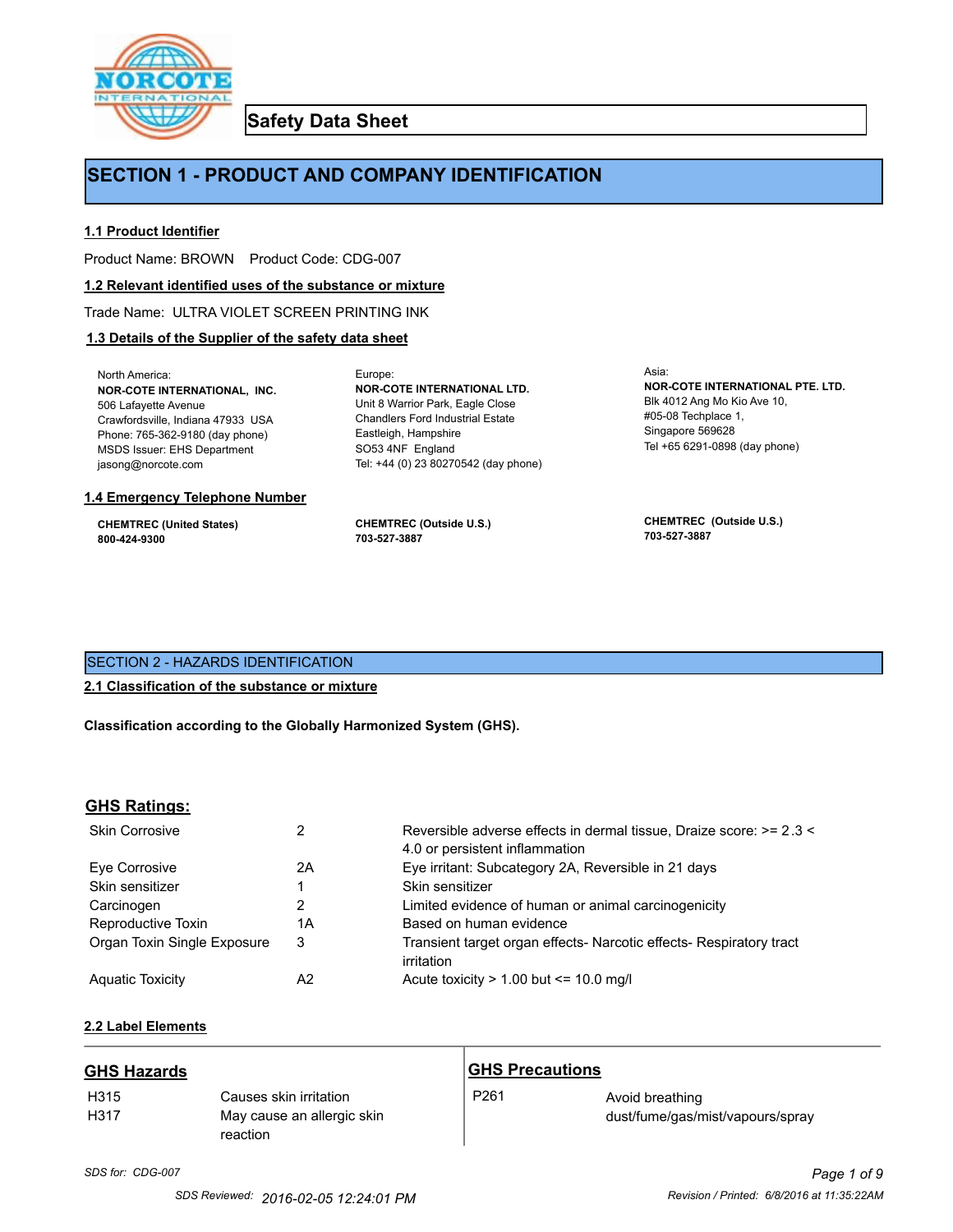# Safety Data Sheet

## SECTION 1 - PRODUCT AND COMPANY IDENTIFICATION

### 1.1 Product Identifier

Product Name: BROWN    Product Code: CDG-007

### 1.2 Relevant identified uses of the substance or mixture

Trade Name: ULTRA VIOLET SCREEN PRINTING INK

### 1.3 Details of the Supplier of the safety data sheet

North America:
**NOR-COTE INTERNATIONAL, INC.**
506 Lafayette Avenue
Crawfordsville, Indiana 47933 USA
Phone: 765-362-9180 (day phone)
MSDS Issuer: EHS Department
jasong@norcote.com

Europe:
**NOR-COTE INTERNATIONAL LTD.**
Unit 8 Warrior Park, Eagle Close
Chandlers Ford Industrial Estate
Eastleigh, Hampshire
SO53 4NF England
Tel: +44 (0) 23 80270542 (day phone)

Asia:
**NOR-COTE INTERNATIONAL PTE. LTD.**
Blk 4012 Ang Mo Kio Ave 10,
#05-08 Techplace 1,
Singapore 569628
Tel +65 6291-0898 (day phone)

### 1.4 Emergency Telephone Number

**CHEMTREC (United States)**
**800-424-9300**

**CHEMTREC (Outside U.S.)**
**703-527-3887**

**CHEMTREC (Outside U.S.)**
**703-527-3887**

## SECTION 2 - HAZARDS IDENTIFICATION

### 2.1 Classification of the substance or mixture

**Classification according to the Globally Harmonized System (GHS).**

### GHS Ratings:

| | | |
|---|---|---|
| Skin Corrosive | 2 | Reversible adverse effects in dermal tissue, Draize score: >= 2.3 < 4.0 or persistent inflammation |
| Eye Corrosive | 2A | Eye irritant: Subcategory 2A, Reversible in 21 days |
| Skin sensitizer | 1 | Skin sensitizer |
| Carcinogen | 2 | Limited evidence of human or animal carcinogenicity |
| Reproductive Toxin | 1A | Based on human evidence |
| Organ Toxin Single Exposure | 3 | Transient target organ effects- Narcotic effects- Respiratory tract irritation |
| Aquatic Toxicity | A2 | Acute toxicity > 1.00 but <= 10.0 mg/l |

### 2.2 Label Elements

### GHS Hazards

| | |
|---|---|
| H315 | Causes skin irritation |
| H317 | May cause an allergic skin reaction |

### GHS Precautions

| | |
|---|---|
| P261 | Avoid breathing dust/fume/gas/mist/vapours/spray |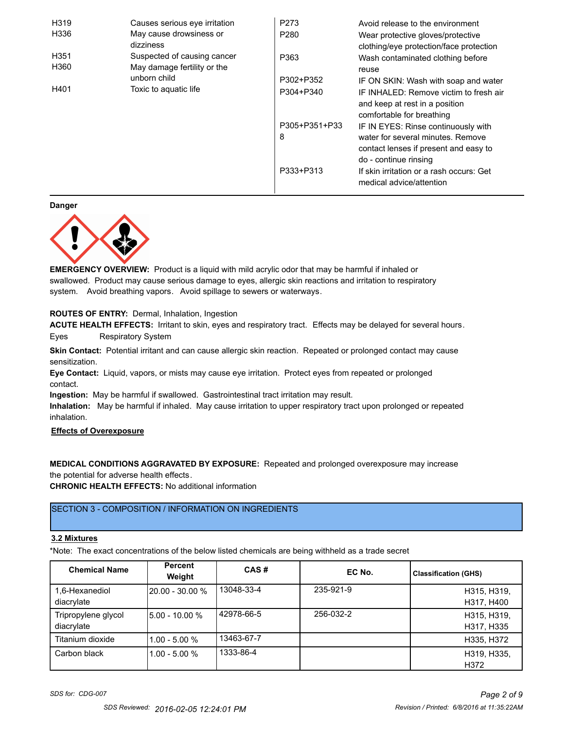| | | | |
|---|---|---|---|
| H319 | Causes serious eye irritation | P273 | Avoid release to the environment |
| H336 | May cause drowsiness or dizziness | P280 | Wear protective gloves/protective clothing/eye protection/face protection |
| H351 | Suspected of causing cancer | P363 | Wash contaminated clothing before reuse |
| H360 | May damage fertility or the unborn child | P302+P352 | IF ON SKIN: Wash with soap and water |
| H401 | Toxic to aquatic life | P304+P340 | IF INHALED: Remove victim to fresh air and keep at rest in a position comfortable for breathing |
| | | P305+P351+P338 | IF IN EYES: Rinse continuously with water for several minutes. Remove contact lenses if present and easy to do - continue rinsing |
| | | P333+P313 | If skin irritation or a rash occurs: Get medical advice/attention |

**Danger**

**EMERGENCY OVERVIEW:** Product is a liquid with mild acrylic odor that may be harmful if inhaled or swallowed. Product may cause serious damage to eyes, allergic skin reactions and irritation to respiratory system. Avoid breathing vapors. Avoid spillage to sewers or waterways.

**ROUTES OF ENTRY:** Dermal, Inhalation, Ingestion

**ACUTE HEALTH EFFECTS:** Irritant to skin, eyes and respiratory tract. Effects may be delayed for several hours.

Eyes Respiratory System

**Skin Contact:** Potential irritant and can cause allergic skin reaction. Repeated or prolonged contact may cause sensitization.

**Eye Contact:** Liquid, vapors, or mists may cause eye irritation. Protect eyes from repeated or prolonged contact.

**Ingestion:** May be harmful if swallowed. Gastrointestinal tract irritation may result.

**Inhalation:** May be harmful if inhaled. May cause irritation to upper respiratory tract upon prolonged or repeated inhalation.

**Effects of Overexposure**

**MEDICAL CONDITIONS AGGRAVATED BY EXPOSURE:** Repeated and prolonged overexposure may increase the potential for adverse health effects.

**CHRONIC HEALTH EFFECTS:** No additional information

## SECTION 3 - COMPOSITION / INFORMATION ON INGREDIENTS

**3.2 Mixtures**

*Note: The exact concentrations of the below listed chemicals are being withheld as a trade secret

| Chemical Name | Percent Weight | CAS # | EC No. | Classification (GHS) |
|---|---|---|---|---|
| 1,6-Hexanediol diacrylate | 20.00 - 30.00 % | 13048-33-4 | 235-921-9 | H315, H319, H317, H400 |
| Tripropylene glycol diacrylate | 5.00 - 10.00 % | 42978-66-5 | 256-032-2 | H315, H319, H317, H335 |
| Titanium dioxide | 1.00 - 5.00 % | 13463-67-7 | | H335, H372 |
| Carbon black | 1.00 - 5.00 % | 1333-86-4 | | H319, H335, H372 |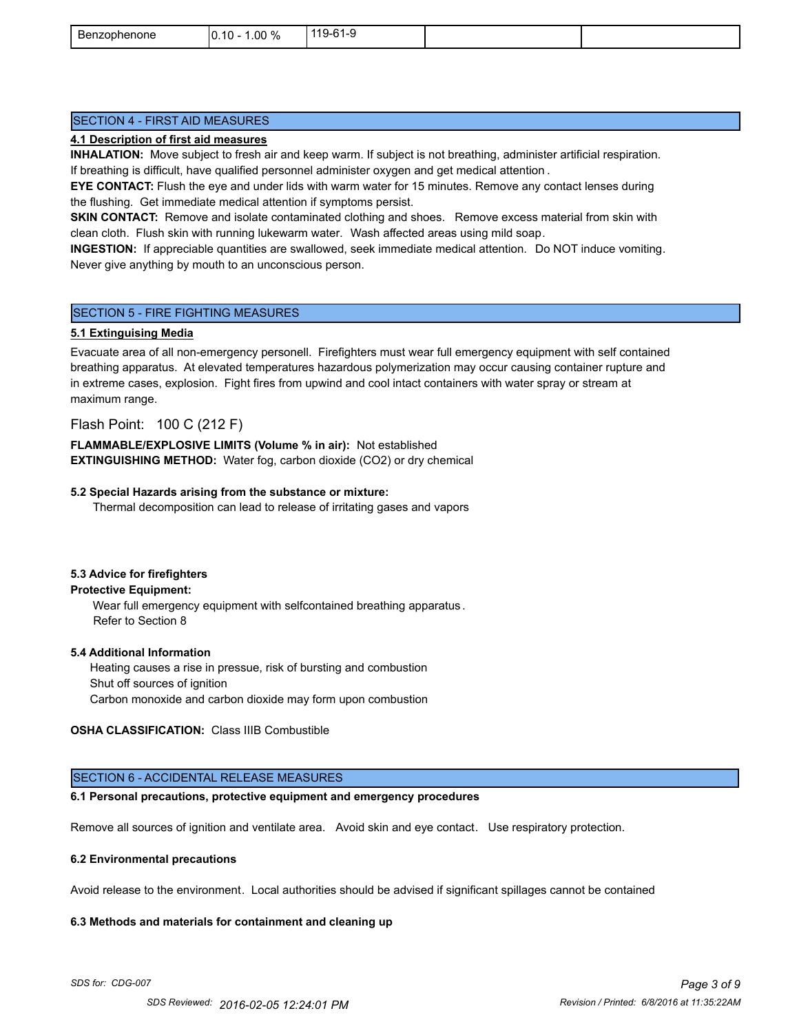| Benzophenone | 0.10 - 1.00 % | 119-61-9 | | |
|---|---|---|---|---|

## SECTION 4 - FIRST AID MEASURES

**4.1 Description of first aid measures**

**INHALATION:** Move subject to fresh air and keep warm. If subject is not breathing, administer artificial respiration. If breathing is difficult, have qualified personnel administer oxygen and get medical attention.

**EYE CONTACT:** Flush the eye and under lids with warm water for 15 minutes. Remove any contact lenses during the flushing. Get immediate medical attention if symptoms persist.

**SKIN CONTACT:** Remove and isolate contaminated clothing and shoes. Remove excess material from skin with clean cloth. Flush skin with running lukewarm water. Wash affected areas using mild soap.

**INGESTION:** If appreciable quantities are swallowed, seek immediate medical attention. Do NOT induce vomiting. Never give anything by mouth to an unconscious person.

## SECTION 5 - FIRE FIGHTING MEASURES

**5.1 Extinguising Media**

Evacuate area of all non-emergency personell. Firefighters must wear full emergency equipment with self contained breathing apparatus. At elevated temperatures hazardous polymerization may occur causing container rupture and in extreme cases, explosion. Fight fires from upwind and cool intact containers with water spray or stream at maximum range.

Flash Point: 100 C (212 F)

**FLAMMABLE/EXPLOSIVE LIMITS (Volume % in air):** Not established

**EXTINGUISHING METHOD:** Water fog, carbon dioxide (CO2) or dry chemical

**5.2 Special Hazards arising from the substance or mixture:**

Thermal decomposition can lead to release of irritating gases and vapors

**5.3 Advice for firefighters**

**Protective Equipment:**

Wear full emergency equipment with selfcontained breathing apparatus.
Refer to Section 8

**5.4 Additional Information**

Heating causes a rise in pressue, risk of bursting and combustion
Shut off sources of ignition
Carbon monoxide and carbon dioxide may form upon combustion

**OSHA CLASSIFICATION:** Class IIIB Combustible

## SECTION 6 - ACCIDENTAL RELEASE MEASURES

**6.1 Personal precautions, protective equipment and emergency procedures**

Remove all sources of ignition and ventilate area. Avoid skin and eye contact. Use respiratory protection.

**6.2 Environmental precautions**

Avoid release to the environment. Local authorities should be advised if significant spillages cannot be contained

**6.3 Methods and materials for containment and cleaning up**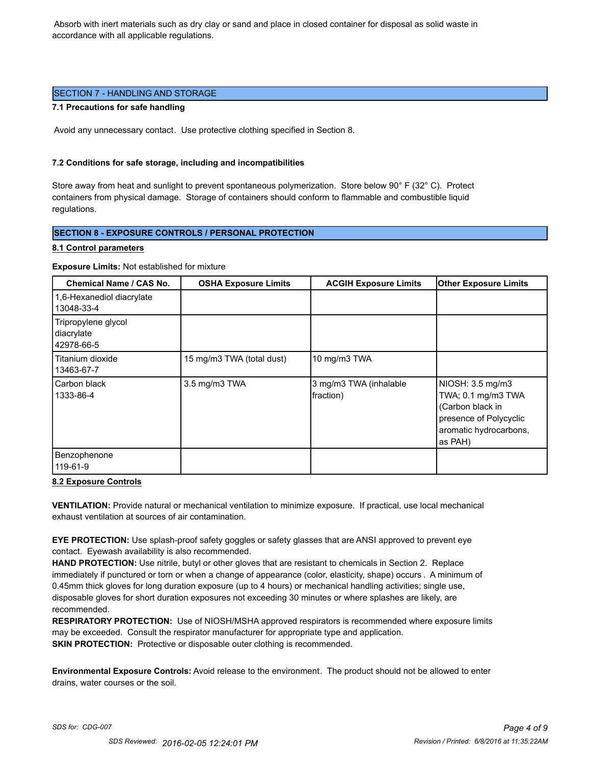Absorb with inert materials such as dry clay or sand and place in closed container for disposal as solid waste in accordance with all applicable regulations.

## SECTION 7 - HANDLING AND STORAGE

**7.1 Precautions for safe handling**

Avoid any unnecessary contact. Use protective clothing specified in Section 8.

**7.2 Conditions for safe storage, including and incompatibilities**

Store away from heat and sunlight to prevent spontaneous polymerization. Store below 90° F (32° C). Protect containers from physical damage. Storage of containers should conform to flammable and combustible liquid regulations.

## SECTION 8 - EXPOSURE CONTROLS / PERSONAL PROTECTION

**8.1 Control parameters**

**Exposure Limits:** Not established for mixture

| Chemical Name / CAS No. | OSHA Exposure Limits | ACGIH Exposure Limits | Other Exposure Limits |
|---|---|---|---|
| 1,6-Hexanediol diacrylate 13048-33-4 | | | |
| Tripropylene glycol diacrylate 42978-66-5 | | | |
| Titanium dioxide 13463-67-7 | 15 mg/m3 TWA (total dust) | 10 mg/m3 TWA | |
| Carbon black 1333-86-4 | 3.5 mg/m3 TWA | 3 mg/m3 TWA (inhalable fraction) | NIOSH: 3.5 mg/m3 TWA; 0.1 mg/m3 TWA (Carbon black in presence of Polycyclic aromatic hydrocarbons, as PAH) |
| Benzophenone 119-61-9 | | | |

**8.2 Exposure Controls**

**VENTILATION:** Provide natural or mechanical ventilation to minimize exposure. If practical, use local mechanical exhaust ventilation at sources of air contamination.

**EYE PROTECTION:** Use splash-proof safety goggles or safety glasses that are ANSI approved to prevent eye contact. Eyewash availability is also recommended.

**HAND PROTECTION:** Use nitrile, butyl or other gloves that are resistant to chemicals in Section 2. Replace immediately if punctured or torn or when a change of appearance (color, elasticity, shape) occurs . A minimum of 0.45mm thick gloves for long duration exposure (up to 4 hours) or mechanical handling activities; single use, disposable gloves for short duration exposures not exceeding 30 minutes or where splashes are likely, are recommended.

**RESPIRATORY PROTECTION:** Use of NIOSH/MSHA approved respirators is recommended where exposure limits may be exceeded. Consult the respirator manufacturer for appropriate type and application.

**SKIN PROTECTION:** Protective or disposable outer clothing is recommended.

**Environmental Exposure Controls:** Avoid release to the environment. The product should not be allowed to enter drains, water courses or the soil.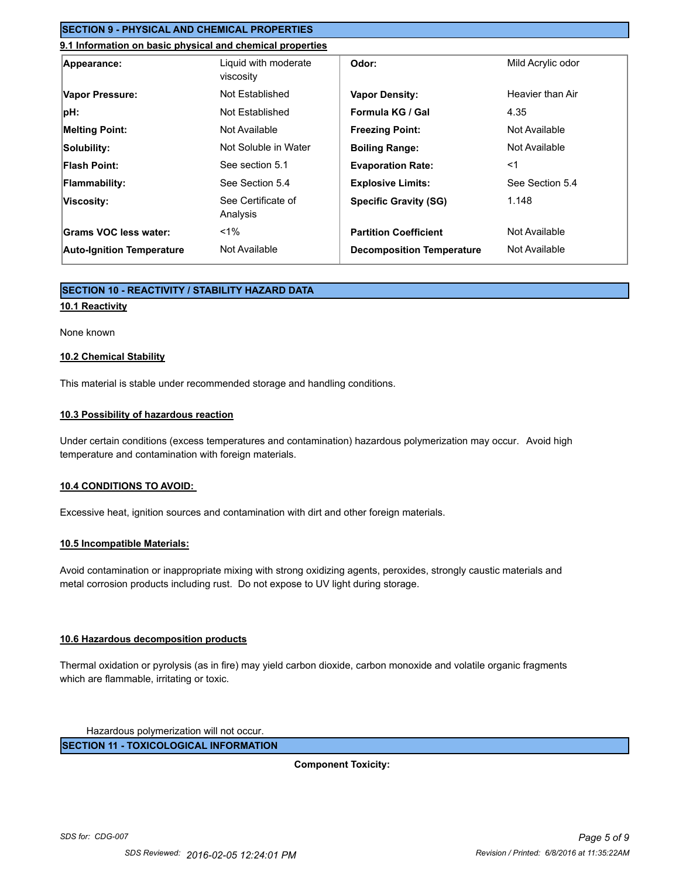## SECTION 9 - PHYSICAL AND CHEMICAL PROPERTIES

### 9.1 Information on basic physical and chemical properties

| | | | |
|---|---|---|---|
| **Appearance:** | Liquid with moderate viscosity | **Odor:** | Mild Acrylic odor |
| **Vapor Pressure:** | Not Established | **Vapor Density:** | Heavier than Air |
| **pH:** | Not Established | **Formula KG / Gal** | 4.35 |
| **Melting Point:** | Not Available | **Freezing Point:** | Not Available |
| **Solubility:** | Not Soluble in Water | **Boiling Range:** | Not Available |
| **Flash Point:** | See section 5.1 | **Evaporation Rate:** | <1 |
| **Flammability:** | See Section 5.4 | **Explosive Limits:** | See Section 5.4 |
| **Viscosity:** | See Certificate of Analysis | **Specific Gravity (SG)** | 1.148 |
| **Grams VOC less water:** | <1% | **Partition Coefficient** | Not Available |
| **Auto-Ignition Temperature** | Not Available | **Decomposition Temperature** | Not Available |

## SECTION 10 - REACTIVITY / STABILITY HAZARD DATA

### 10.1 Reactivity

None known

### 10.2 Chemical Stability

This material is stable under recommended storage and handling conditions.

### 10.3 Possibility of hazardous reaction

Under certain conditions (excess temperatures and contamination) hazardous polymerization may occur. Avoid high temperature and contamination with foreign materials.

### 10.4 CONDITIONS TO AVOID:

Excessive heat, ignition sources and contamination with dirt and other foreign materials.

### 10.5 Incompatible Materials:

Avoid contamination or inappropriate mixing with strong oxidizing agents, peroxides, strongly caustic materials and metal corrosion products including rust. Do not expose to UV light during storage.

### 10.6 Hazardous decomposition products

Thermal oxidation or pyrolysis (as in fire) may yield carbon dioxide, carbon monoxide and volatile organic fragments which are flammable, irritating or toxic.

Hazardous polymerization will not occur.

## SECTION 11 - TOXICOLOGICAL INFORMATION

**Component Toxicity:**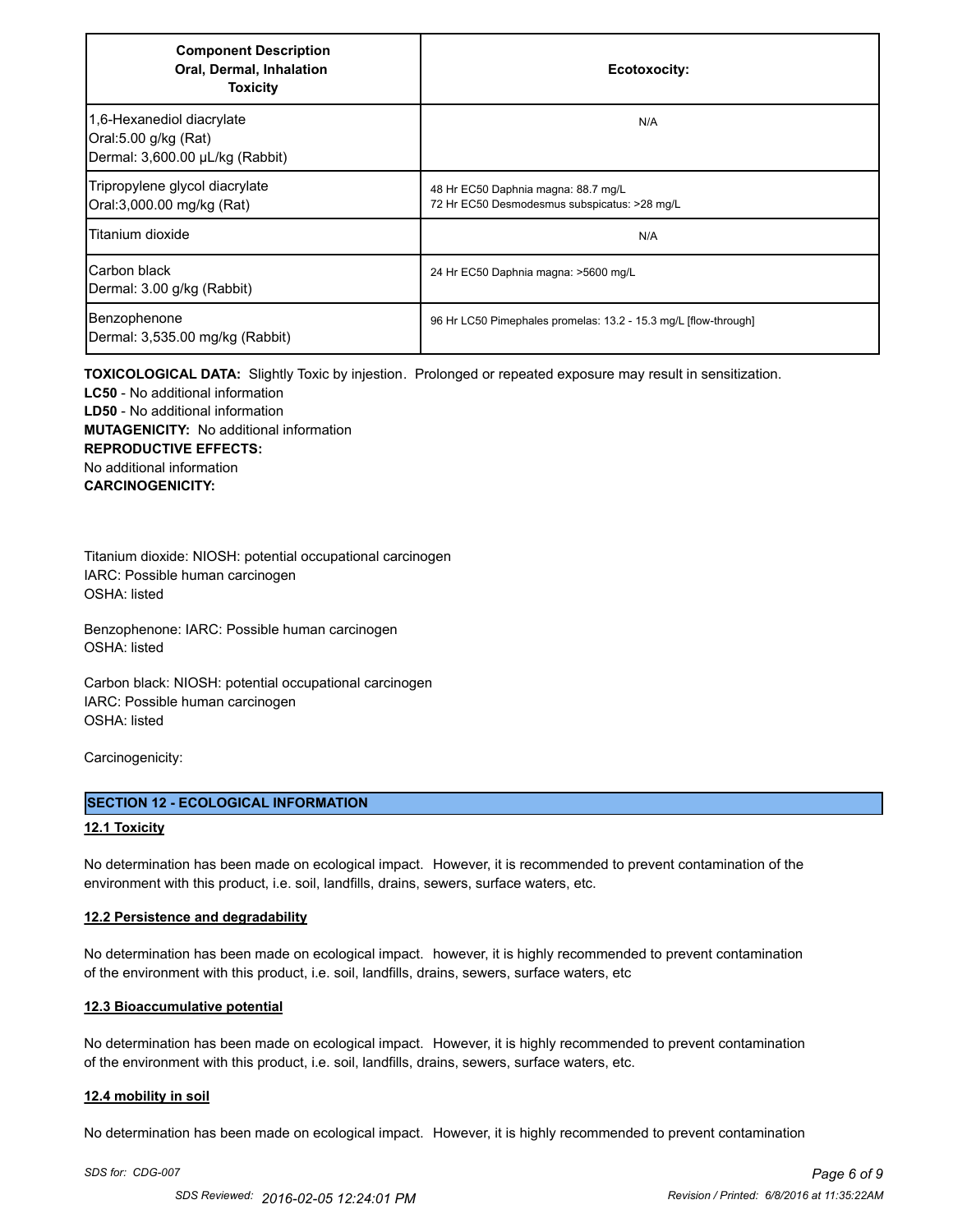| Component Description Oral, Dermal, Inhalation Toxicity | Ecotoxocity: |
|---|---|
| 1,6-Hexanediol diacrylate<br>Oral:5.00 g/kg (Rat)<br>Dermal: 3,600.00 µL/kg (Rabbit) | N/A |
| Tripropylene glycol diacrylate<br>Oral:3,000.00 mg/kg (Rat) | 48 Hr EC50 Daphnia magna: 88.7 mg/L<br>72 Hr EC50 Desmodesmus subspicatus: >28 mg/L |
| Titanium dioxide | N/A |
| Carbon black<br>Dermal: 3.00 g/kg (Rabbit) | 24 Hr EC50 Daphnia magna: >5600 mg/L |
| Benzophenone<br>Dermal: 3,535.00 mg/kg (Rabbit) | 96 Hr LC50 Pimephales promelas: 13.2 - 15.3 mg/L [flow-through] |

**TOXICOLOGICAL DATA:** Slightly Toxic by injestion. Prolonged or repeated exposure may result in sensitization.
**LC50** - No additional information
**LD50** - No additional information
**MUTAGENICITY:** No additional information
**REPRODUCTIVE EFFECTS:**
No additional information
**CARCINOGENICITY:**

Titanium dioxide: NIOSH: potential occupational carcinogen
IARC: Possible human carcinogen
OSHA: listed

Benzophenone: IARC: Possible human carcinogen
OSHA: listed

Carbon black: NIOSH: potential occupational carcinogen
IARC: Possible human carcinogen
OSHA: listed

Carcinogenicity:

## SECTION 12 - ECOLOGICAL INFORMATION

### 12.1 Toxicity

No determination has been made on ecological impact. However, it is recommended to prevent contamination of the environment with this product, i.e. soil, landfills, drains, sewers, surface waters, etc.

### 12.2 Persistence and degradability

No determination has been made on ecological impact. however, it is highly recommended to prevent contamination of the environment with this product, i.e. soil, landfills, drains, sewers, surface waters, etc

### 12.3 Bioaccumulative potential

No determination has been made on ecological impact. However, it is highly recommended to prevent contamination of the environment with this product, i.e. soil, landfills, drains, sewers, surface waters, etc.

### 12.4 mobility in soil

No determination has been made on ecological impact. However, it is highly recommended to prevent contamination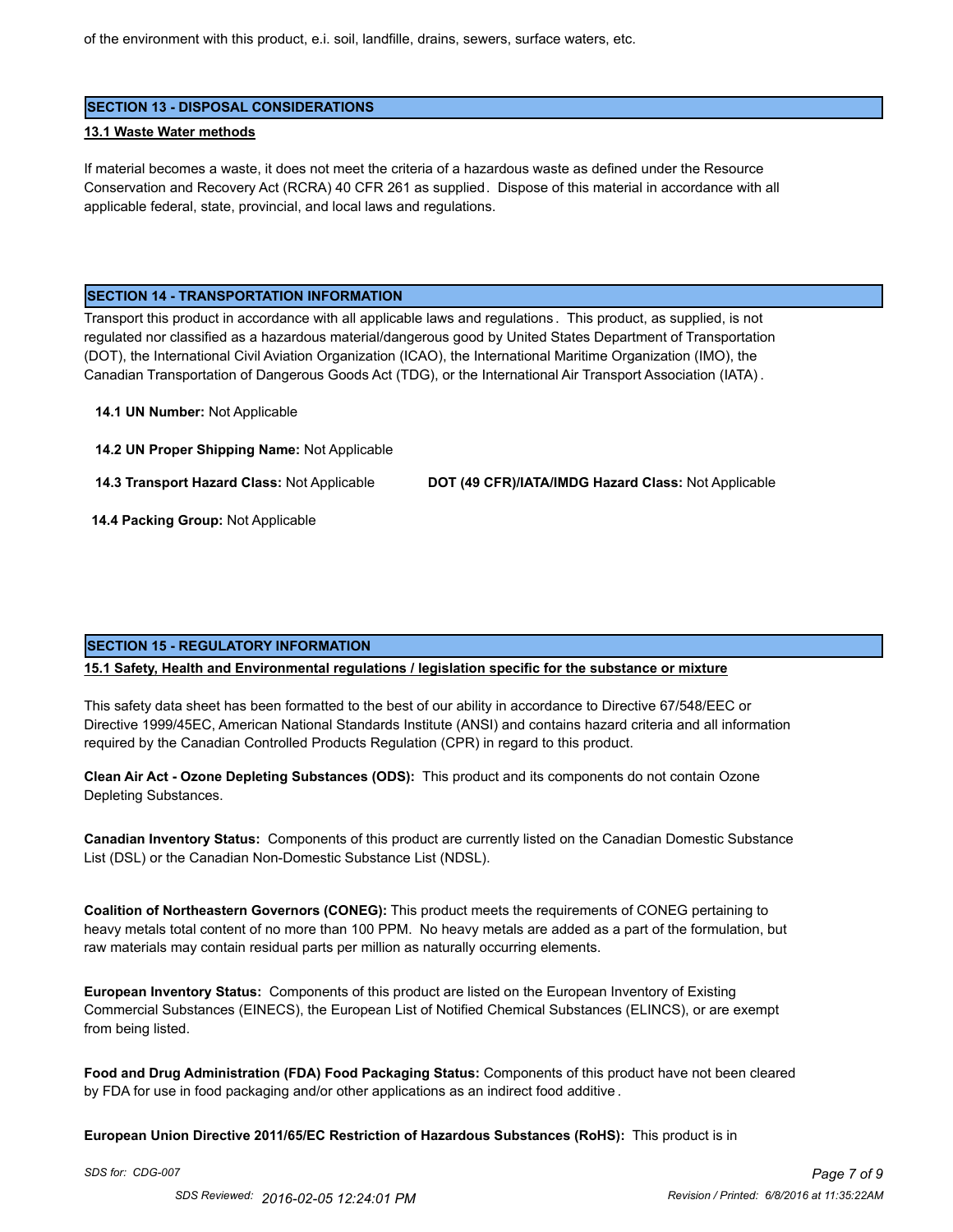of the environment with this product, e.i. soil, landfille, drains, sewers, surface waters, etc.

## SECTION 13 - DISPOSAL CONSIDERATIONS

**13.1 Waste Water methods**

If material becomes a waste, it does not meet the criteria of a hazardous waste as defined under the Resource Conservation and Recovery Act (RCRA) 40 CFR 261 as supplied. Dispose of this material in accordance with all applicable federal, state, provincial, and local laws and regulations.

## SECTION 14 - TRANSPORTATION INFORMATION

Transport this product in accordance with all applicable laws and regulations. This product, as supplied, is not regulated nor classified as a hazardous material/dangerous good by United States Department of Transportation (DOT), the International Civil Aviation Organization (ICAO), the International Maritime Organization (IMO), the Canadian Transportation of Dangerous Goods Act (TDG), or the International Air Transport Association (IATA).

**14.1 UN Number:** Not Applicable

**14.2 UN Proper Shipping Name:** Not Applicable

**14.3 Transport Hazard Class:** Not Applicable

**DOT (49 CFR)/IATA/IMDG Hazard Class:** Not Applicable

**14.4 Packing Group:** Not Applicable

## SECTION 15 - REGULATORY INFORMATION

**15.1 Safety, Health and Environmental regulations / legislation specific for the substance or mixture**

This safety data sheet has been formatted to the best of our ability in accordance to Directive 67/548/EEC or Directive 1999/45EC, American National Standards Institute (ANSI) and contains hazard criteria and all information required by the Canadian Controlled Products Regulation (CPR) in regard to this product.

**Clean Air Act - Ozone Depleting Substances (ODS):** This product and its components do not contain Ozone Depleting Substances.

**Canadian Inventory Status:** Components of this product are currently listed on the Canadian Domestic Substance List (DSL) or the Canadian Non-Domestic Substance List (NDSL).

**Coalition of Northeastern Governors (CONEG):** This product meets the requirements of CONEG pertaining to heavy metals total content of no more than 100 PPM. No heavy metals are added as a part of the formulation, but raw materials may contain residual parts per million as naturally occurring elements.

**European Inventory Status:** Components of this product are listed on the European Inventory of Existing Commercial Substances (EINECS), the European List of Notified Chemical Substances (ELINCS), or are exempt from being listed.

**Food and Drug Administration (FDA) Food Packaging Status:** Components of this product have not been cleared by FDA for use in food packaging and/or other applications as an indirect food additive.

**European Union Directive 2011/65/EC Restriction of Hazardous Substances (RoHS):** This product is in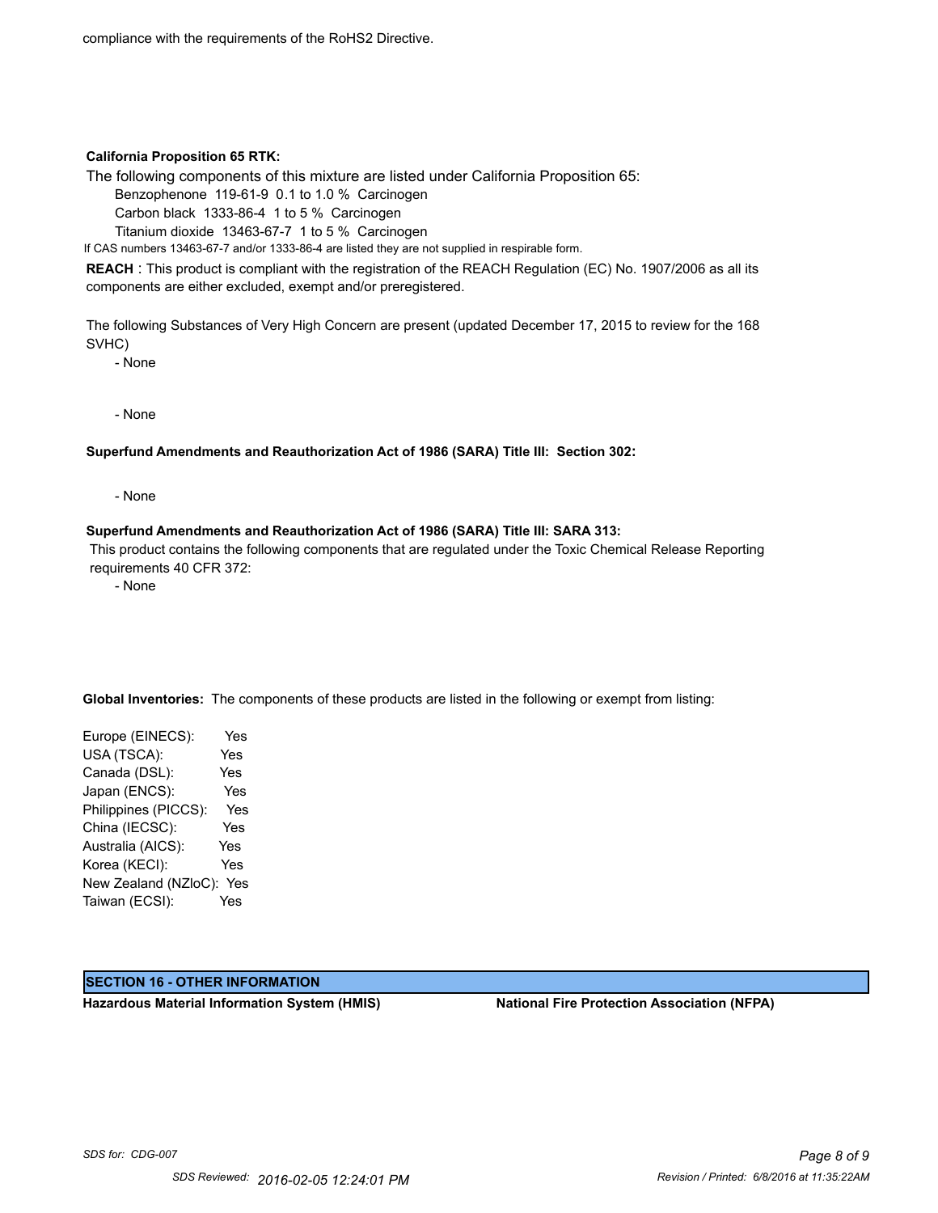compliance with the requirements of the RoHS2 Directive.

**California Proposition 65 RTK:**

The following components of this mixture are listed under California Proposition 65:

Benzophenone 119-61-9 0.1 to 1.0 % Carcinogen

Carbon black 1333-86-4 1 to 5 % Carcinogen

Titanium dioxide 13463-67-7 1 to 5 % Carcinogen

If CAS numbers 13463-67-7 and/or 1333-86-4 are listed they are not supplied in respirable form.

**REACH** : This product is compliant with the registration of the REACH Regulation (EC) No. 1907/2006 as all its components are either excluded, exempt and/or preregistered.

The following Substances of Very High Concern are present (updated December 17, 2015 to review for the 168 SVHC)

- None

- None

**Superfund Amendments and Reauthorization Act of 1986 (SARA) Title III: Section 302:**

- None

**Superfund Amendments and Reauthorization Act of 1986 (SARA) Title III: SARA 313:**

This product contains the following components that are regulated under the Toxic Chemical Release Reporting requirements 40 CFR 372:

- None

**Global Inventories:** The components of these products are listed in the following or exempt from listing:

| | |
|---|---|
| Europe (EINECS): | Yes |
| USA (TSCA): | Yes |
| Canada (DSL): | Yes |
| Japan (ENCS): | Yes |
| Philippines (PICCS): | Yes |
| China (IECSC): | Yes |
| Australia (AICS): | Yes |
| Korea (KECI): | Yes |
| New Zealand (NZloC): | Yes |
| Taiwan (ECSI): | Yes |

## SECTION 16 - OTHER INFORMATION

**Hazardous Material Information System (HMIS)**

**National Fire Protection Association (NFPA)**

*SDS for: CDG-007*

*SDS Reviewed: 2016-02-05 12:24:01 PM*

*Revision / Printed: 6/8/2016 at 11:35:22AM*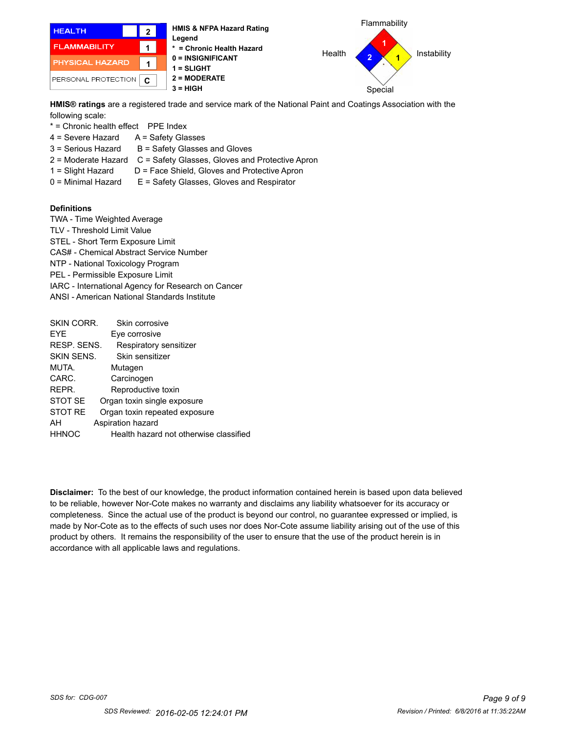| | | |
|---|---|---|
| HEALTH | | 2 |
| FLAMMABILITY | | 1 |
| PHYSICAL HAZARD | | 1 |
| PERSONAL PROTECTION | | C |

**HMIS & NFPA Hazard Rating Legend**
**\* = Chronic Health Hazard**
**0 = INSIGNIFICANT**
**1 = SLIGHT**
**2 = MODERATE**
**3 = HIGH**

Flammability
1
Health
2
Instability
1
Special

**HMIS® ratings** are a registered trade and service mark of the National Paint and Coatings Association with the following scale:

| | |
|---|---|
| * = Chronic health effect | PPE Index |
| 4 = Severe Hazard | A = Safety Glasses |
| 3 = Serious Hazard | B = Safety Glasses and Gloves |
| 2 = Moderate Hazard | C = Safety Glasses, Gloves and Protective Apron |
| 1 = Slight Hazard | D = Face Shield, Gloves and Protective Apron |
| 0 = Minimal Hazard | E = Safety Glasses, Gloves and Respirator |

**Definitions**

TWA - Time Weighted Average
TLV - Threshold Limit Value
STEL - Short Term Exposure Limit
CAS# - Chemical Abstract Service Number
NTP - National Toxicology Program
PEL - Permissible Exposure Limit
IARC - International Agency for Research on Cancer
ANSI - American National Standards Institute

| | |
|---|---|
| SKIN CORR. | Skin corrosive |
| EYE | Eye corrosive |
| RESP. SENS. | Respiratory sensitizer |
| SKIN SENS. | Skin sensitizer |
| MUTA. | Mutagen |
| CARC. | Carcinogen |
| REPR. | Reproductive toxin |
| STOT SE | Organ toxin single exposure |
| STOT RE | Organ toxin repeated exposure |
| AH | Aspiration hazard |
| HHNOC | Health hazard not otherwise classified |

**Disclaimer:** To the best of our knowledge, the product information contained herein is based upon data believed to be reliable, however Nor-Cote makes no warranty and disclaims any liability whatsoever for its accuracy or completeness. Since the actual use of the product is beyond our control, no guarantee expressed or implied, is made by Nor-Cote as to the effects of such uses nor does Nor-Cote assume liability arising out of the use of this product by others. It remains the responsibility of the user to ensure that the use of the product herein is in accordance with all applicable laws and regulations.